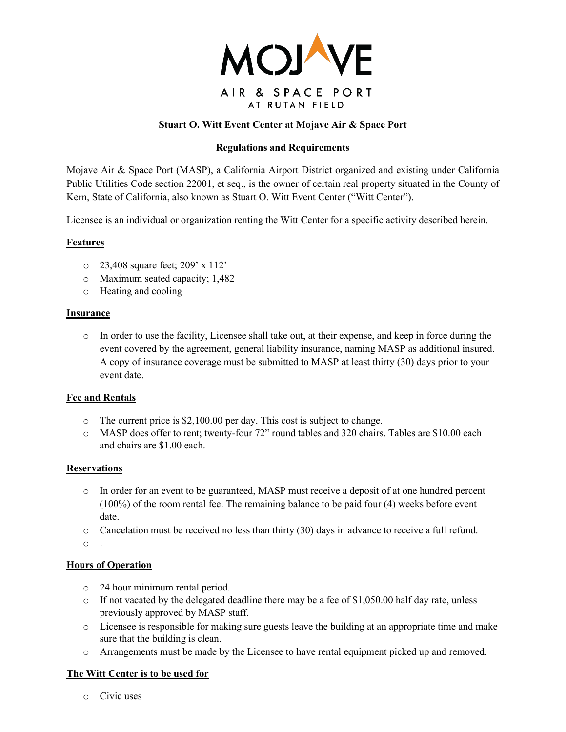MOJAVE

AIR & SPACE PORT

AT RUTAN FIELD

**Stuart O. Witt Event Center at Mojave Air & Space Port**

**Regulations and Requirements**

Mojave Air & Space Port (MASP), a California Airport District organized and existing under California Public Utilities Code section 22001, et seq., is the owner of certain real property situated in the County of Kern, State of California, also known as Stuart O. Witt Event Center ("Witt Center").

Licensee is an individual or organization renting the Witt Center for a specific activity described herein.

**Features**

- 23,408 square feet; 209' x 112'
- Maximum seated capacity; 1,482
- Heating and cooling

**Insurance**

- In order to use the facility, Licensee shall take out, at their expense, and keep in force during the event covered by the agreement, general liability insurance, naming MASP as additional insured. A copy of insurance coverage must be submitted to MASP at least thirty (30) days prior to your event date.

**Fee and Rentals**

- The current price is $2,100.00 per day. This cost is subject to change.
- MASP does offer to rent; twenty-four 72" round tables and 320 chairs. Tables are $10.00 each and chairs are $1.00 each.

**Reservations**

- In order for an event to be guaranteed, MASP must receive a deposit of at one hundred percent (100%) of the room rental fee. The remaining balance to be paid four (4) weeks before event date.
- Cancelation must be received no less than thirty (30) days in advance to receive a full refund.
- .

**Hours of Operation**

- 24 hour minimum rental period.
- If not vacated by the delegated deadline there may be a fee of $1,050.00 half day rate, unless previously approved by MASP staff.
- Licensee is responsible for making sure guests leave the building at an appropriate time and make sure that the building is clean.
- Arrangements must be made by the Licensee to have rental equipment picked up and removed.

**The Witt Center is to be used for**

- Civic uses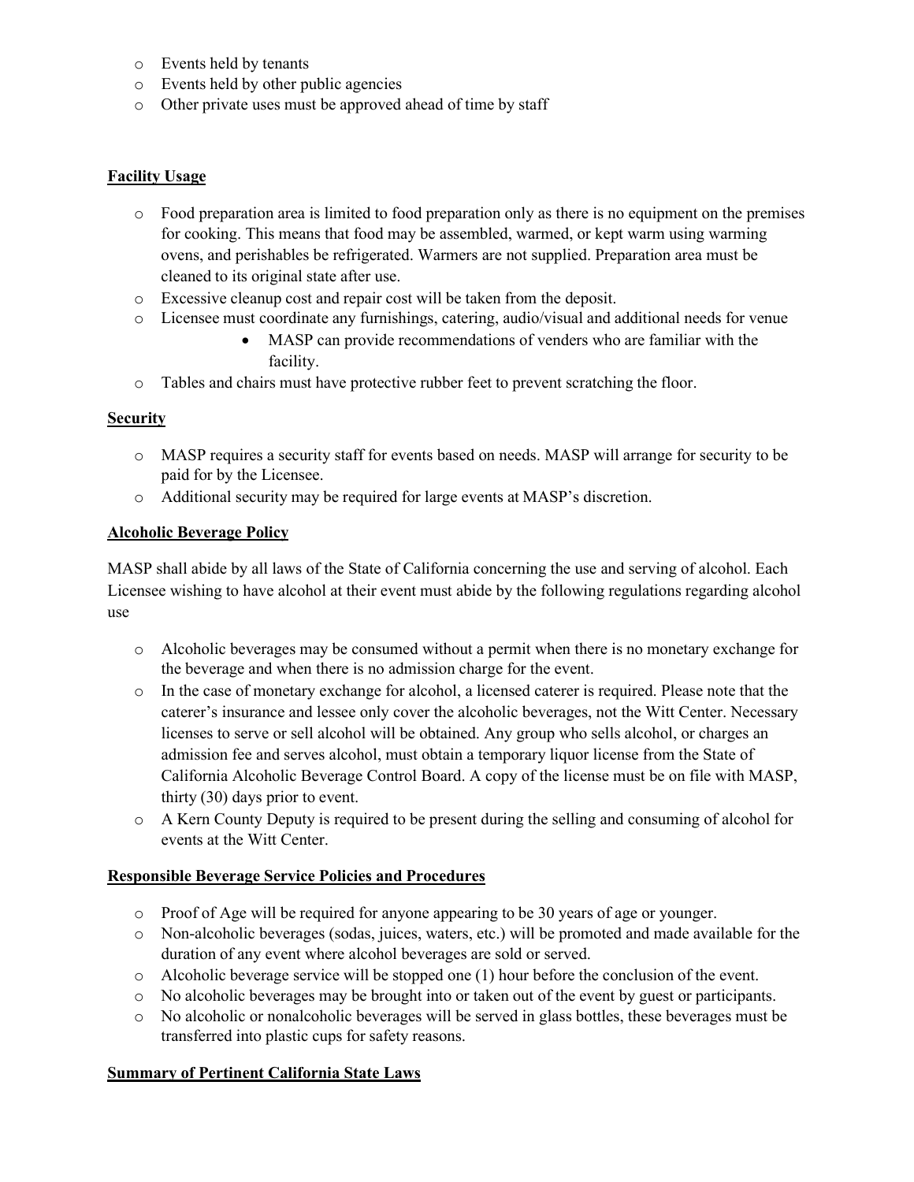- Events held by tenants
- Events held by other public agencies
- Other private uses must be approved ahead of time by staff

**Facility Usage**

- Food preparation area is limited to food preparation only as there is no equipment on the premises for cooking. This means that food may be assembled, warmed, or kept warm using warming ovens, and perishables be refrigerated. Warmers are not supplied. Preparation area must be cleaned to its original state after use.
- Excessive cleanup cost and repair cost will be taken from the deposit.
- Licensee must coordinate any furnishings, catering, audio/visual and additional needs for venue
    - MASP can provide recommendations of venders who are familiar with the facility.
- Tables and chairs must have protective rubber feet to prevent scratching the floor.

**Security**

- MASP requires a security staff for events based on needs. MASP will arrange for security to be paid for by the Licensee.
- Additional security may be required for large events at MASP's discretion.

**Alcoholic Beverage Policy**

MASP shall abide by all laws of the State of California concerning the use and serving of alcohol. Each Licensee wishing to have alcohol at their event must abide by the following regulations regarding alcohol use

- Alcoholic beverages may be consumed without a permit when there is no monetary exchange for the beverage and when there is no admission charge for the event.
- In the case of monetary exchange for alcohol, a licensed caterer is required. Please note that the caterer's insurance and lessee only cover the alcoholic beverages, not the Witt Center. Necessary licenses to serve or sell alcohol will be obtained. Any group who sells alcohol, or charges an admission fee and serves alcohol, must obtain a temporary liquor license from the State of California Alcoholic Beverage Control Board. A copy of the license must be on file with MASP, thirty (30) days prior to event.
- A Kern County Deputy is required to be present during the selling and consuming of alcohol for events at the Witt Center.

**Responsible Beverage Service Policies and Procedures**

- Proof of Age will be required for anyone appearing to be 30 years of age or younger.
- Non-alcoholic beverages (sodas, juices, waters, etc.) will be promoted and made available for the duration of any event where alcohol beverages are sold or served.
- Alcoholic beverage service will be stopped one (1) hour before the conclusion of the event.
- No alcoholic beverages may be brought into or taken out of the event by guest or participants.
- No alcoholic or nonalcoholic beverages will be served in glass bottles, these beverages must be transferred into plastic cups for safety reasons.

**Summary of Pertinent California State Laws**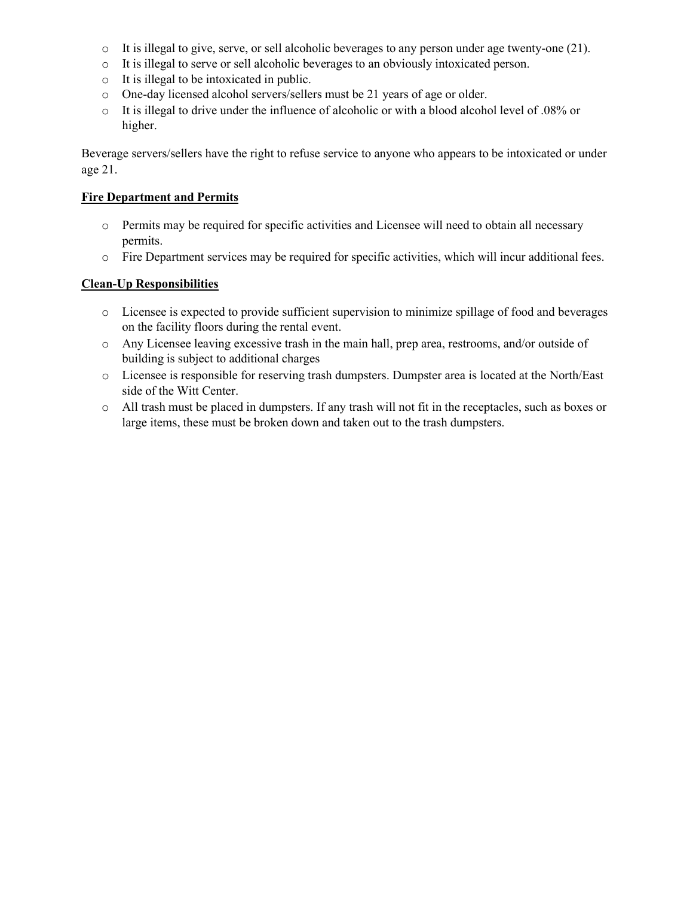- It is illegal to give, serve, or sell alcoholic beverages to any person under age twenty-one (21).
- It is illegal to serve or sell alcoholic beverages to an obviously intoxicated person.
- It is illegal to be intoxicated in public.
- One-day licensed alcohol servers/sellers must be 21 years of age or older.
- It is illegal to drive under the influence of alcoholic or with a blood alcohol level of .08% or higher.

Beverage servers/sellers have the right to refuse service to anyone who appears to be intoxicated or under age 21.

**Fire Department and Permits**

- Permits may be required for specific activities and Licensee will need to obtain all necessary permits.
- Fire Department services may be required for specific activities, which will incur additional fees.

**Clean-Up Responsibilities**

- Licensee is expected to provide sufficient supervision to minimize spillage of food and beverages on the facility floors during the rental event.
- Any Licensee leaving excessive trash in the main hall, prep area, restrooms, and/or outside of building is subject to additional charges
- Licensee is responsible for reserving trash dumpsters. Dumpster area is located at the North/East side of the Witt Center.
- All trash must be placed in dumpsters. If any trash will not fit in the receptacles, such as boxes or large items, these must be broken down and taken out to the trash dumpsters.